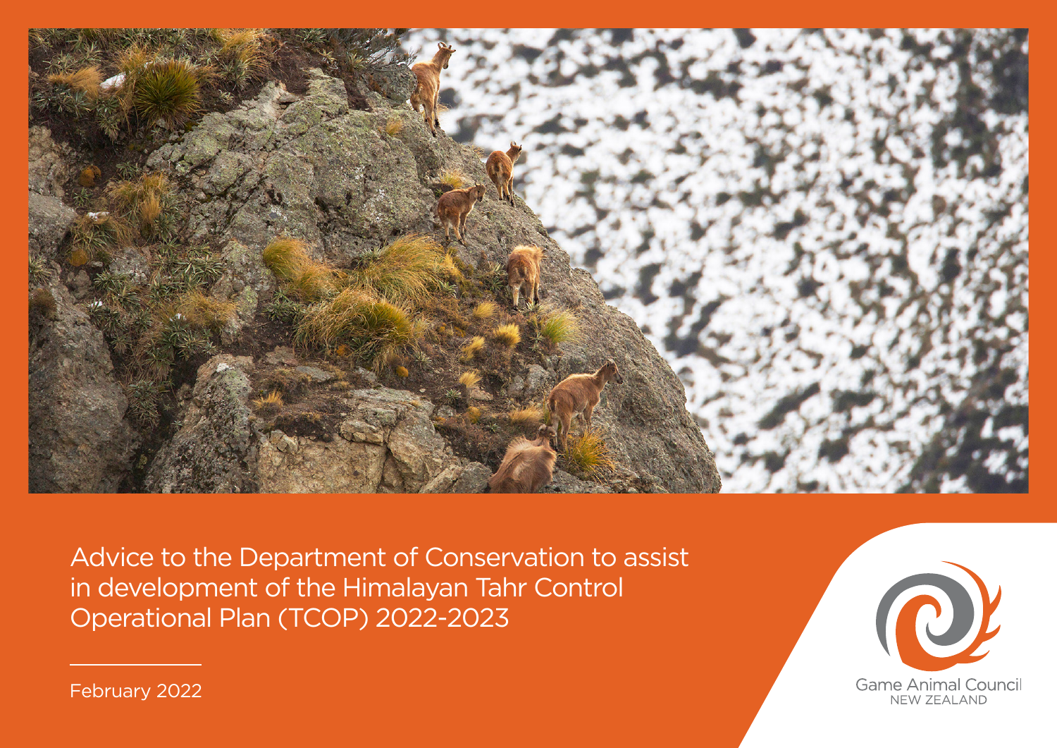# Advice to the Department of Conservation to assist in development of the Himalayan Tahr Control Operational Plan (TCOP) 2022-2023

February 2022

Game Animal Council
NEW ZEALAND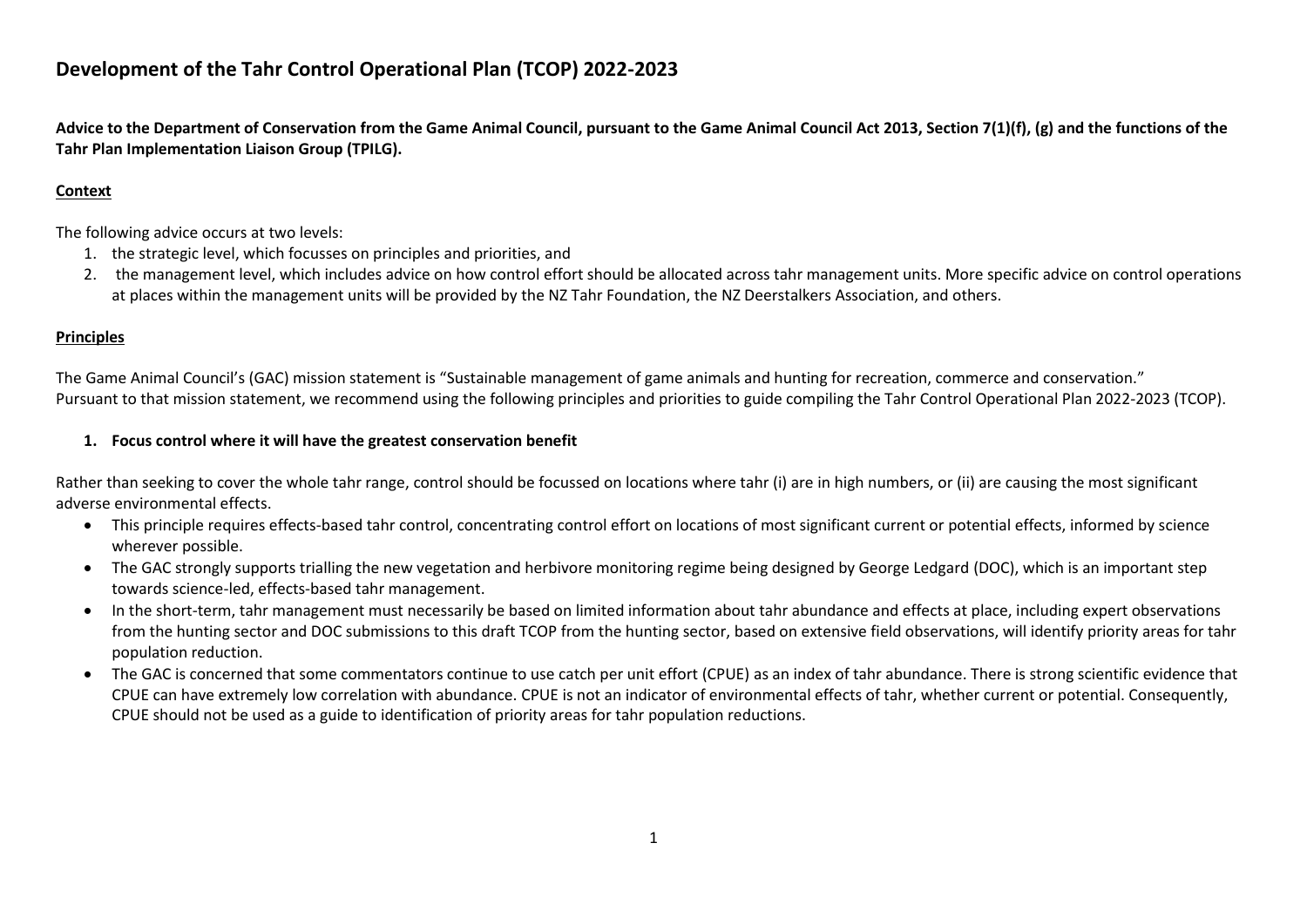# Development of the Tahr Control Operational Plan (TCOP) 2022-2023

**Advice to the Department of Conservation from the Game Animal Council, pursuant to the Game Animal Council Act 2013, Section 7(1)(f), (g) and the functions of the Tahr Plan Implementation Liaison Group (TPILG).**

## Context

The following advice occurs at two levels:

1. the strategic level, which focusses on principles and priorities, and
2. the management level, which includes advice on how control effort should be allocated across tahr management units. More specific advice on control operations at places within the management units will be provided by the NZ Tahr Foundation, the NZ Deerstalkers Association, and others.

## Principles

The Game Animal Council's (GAC) mission statement is "Sustainable management of game animals and hunting for recreation, commerce and conservation."
Pursuant to that mission statement, we recommend using the following principles and priorities to guide compiling the Tahr Control Operational Plan 2022-2023 (TCOP).

### 1. Focus control where it will have the greatest conservation benefit

Rather than seeking to cover the whole tahr range, control should be focussed on locations where tahr (i) are in high numbers, or (ii) are causing the most significant adverse environmental effects.

- This principle requires effects-based tahr control, concentrating control effort on locations of most significant current or potential effects, informed by science wherever possible.
- The GAC strongly supports trialling the new vegetation and herbivore monitoring regime being designed by George Ledgard (DOC), which is an important step towards science-led, effects-based tahr management.
- In the short-term, tahr management must necessarily be based on limited information about tahr abundance and effects at place, including expert observations from the hunting sector and DOC submissions to this draft TCOP from the hunting sector, based on extensive field observations, will identify priority areas for tahr population reduction.
- The GAC is concerned that some commentators continue to use catch per unit effort (CPUE) as an index of tahr abundance. There is strong scientific evidence that CPUE can have extremely low correlation with abundance. CPUE is not an indicator of environmental effects of tahr, whether current or potential. Consequently, CPUE should not be used as a guide to identification of priority areas for tahr population reductions.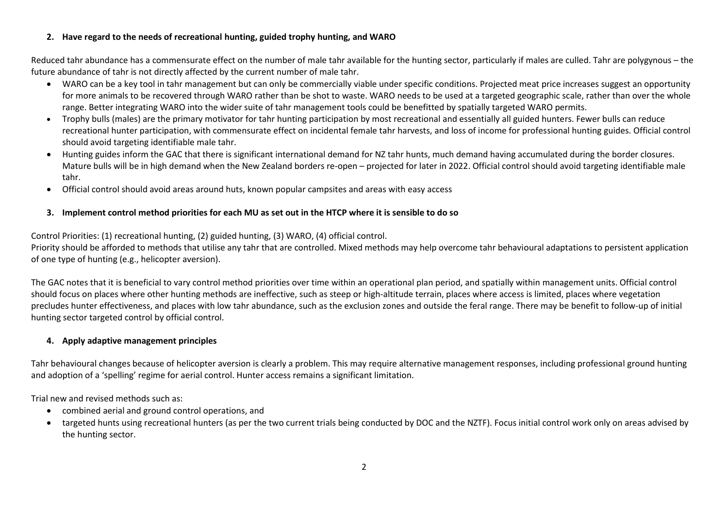### 2. Have regard to the needs of recreational hunting, guided trophy hunting, and WARO

Reduced tahr abundance has a commensurate effect on the number of male tahr available for the hunting sector, particularly if males are culled. Tahr are polygynous – the future abundance of tahr is not directly affected by the current number of male tahr.

- WARO can be a key tool in tahr management but can only be commercially viable under specific conditions. Projected meat price increases suggest an opportunity for more animals to be recovered through WARO rather than be shot to waste. WARO needs to be used at a targeted geographic scale, rather than over the whole range. Better integrating WARO into the wider suite of tahr management tools could be benefitted by spatially targeted WARO permits.
- Trophy bulls (males) are the primary motivator for tahr hunting participation by most recreational and essentially all guided hunters. Fewer bulls can reduce recreational hunter participation, with commensurate effect on incidental female tahr harvests, and loss of income for professional hunting guides. Official control should avoid targeting identifiable male tahr.
- Hunting guides inform the GAC that there is significant international demand for NZ tahr hunts, much demand having accumulated during the border closures. Mature bulls will be in high demand when the New Zealand borders re-open – projected for later in 2022. Official control should avoid targeting identifiable male tahr.
- Official control should avoid areas around huts, known popular campsites and areas with easy access

### 3. Implement control method priorities for each MU as set out in the HTCP where it is sensible to do so

Control Priorities: (1) recreational hunting, (2) guided hunting, (3) WARO, (4) official control.
Priority should be afforded to methods that utilise any tahr that are controlled. Mixed methods may help overcome tahr behavioural adaptations to persistent application of one type of hunting (e.g., helicopter aversion).

The GAC notes that it is beneficial to vary control method priorities over time within an operational plan period, and spatially within management units. Official control should focus on places where other hunting methods are ineffective, such as steep or high-altitude terrain, places where access is limited, places where vegetation precludes hunter effectiveness, and places with low tahr abundance, such as the exclusion zones and outside the feral range. There may be benefit to follow-up of initial hunting sector targeted control by official control.

### 4. Apply adaptive management principles

Tahr behavioural changes because of helicopter aversion is clearly a problem. This may require alternative management responses, including professional ground hunting and adoption of a 'spelling' regime for aerial control. Hunter access remains a significant limitation.

Trial new and revised methods such as:

- combined aerial and ground control operations, and
- targeted hunts using recreational hunters (as per the two current trials being conducted by DOC and the NZTF). Focus initial control work only on areas advised by the hunting sector.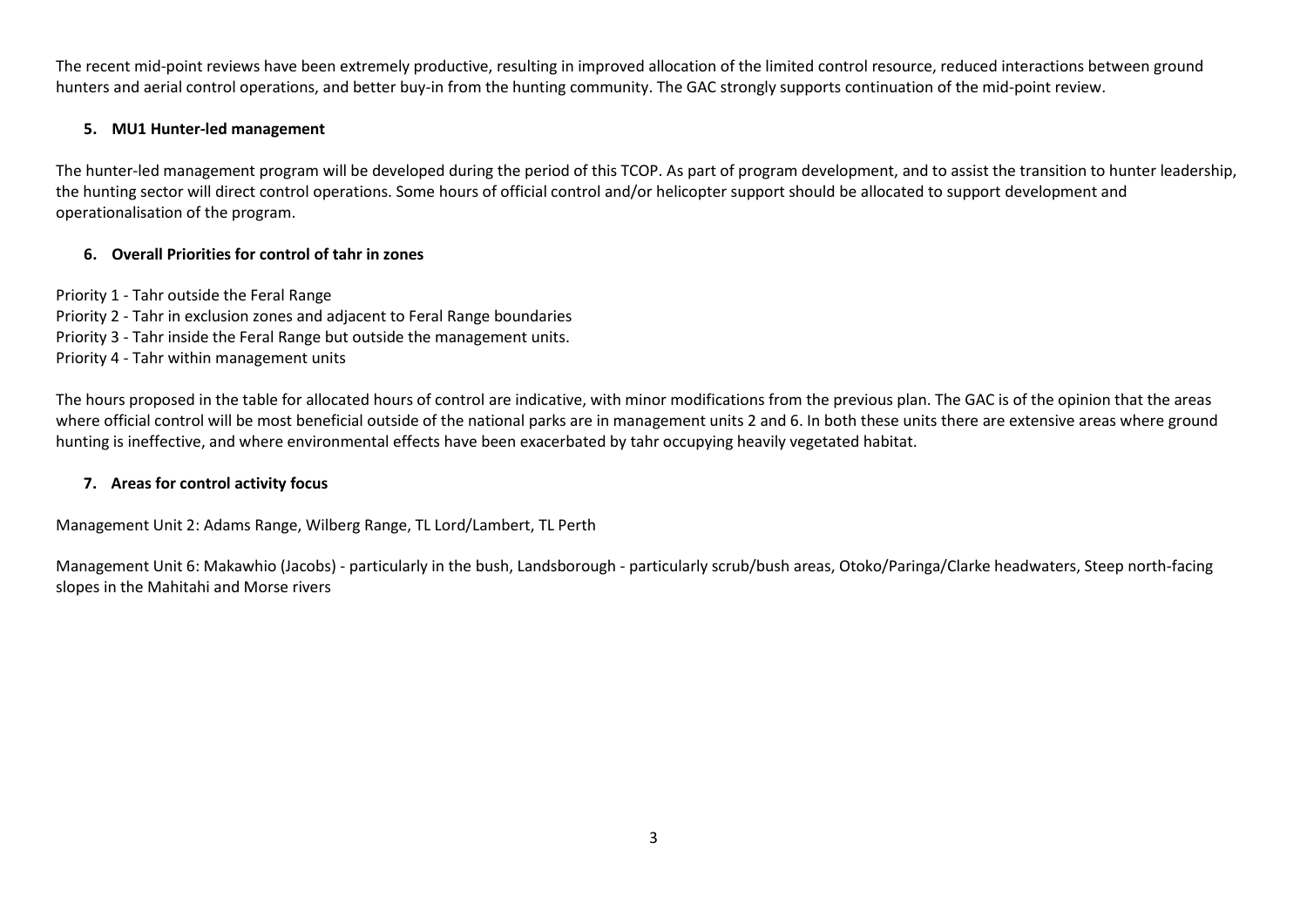The recent mid-point reviews have been extremely productive, resulting in improved allocation of the limited control resource, reduced interactions between ground hunters and aerial control operations, and better buy-in from the hunting community. The GAC strongly supports continuation of the mid-point review.

## 5. MU1 Hunter-led management

The hunter-led management program will be developed during the period of this TCOP. As part of program development, and to assist the transition to hunter leadership, the hunting sector will direct control operations. Some hours of official control and/or helicopter support should be allocated to support development and operationalisation of the program.

## 6. Overall Priorities for control of tahr in zones

Priority 1 - Tahr outside the Feral Range
Priority 2 - Tahr in exclusion zones and adjacent to Feral Range boundaries
Priority 3 - Tahr inside the Feral Range but outside the management units.
Priority 4 - Tahr within management units

The hours proposed in the table for allocated hours of control are indicative, with minor modifications from the previous plan. The GAC is of the opinion that the areas where official control will be most beneficial outside of the national parks are in management units 2 and 6. In both these units there are extensive areas where ground hunting is ineffective, and where environmental effects have been exacerbated by tahr occupying heavily vegetated habitat.

## 7. Areas for control activity focus

Management Unit 2: Adams Range, Wilberg Range, TL Lord/Lambert, TL Perth

Management Unit 6: Makawhio (Jacobs) - particularly in the bush, Landsborough - particularly scrub/bush areas, Otoko/Paringa/Clarke headwaters, Steep north-facing slopes in the Mahitahi and Morse rivers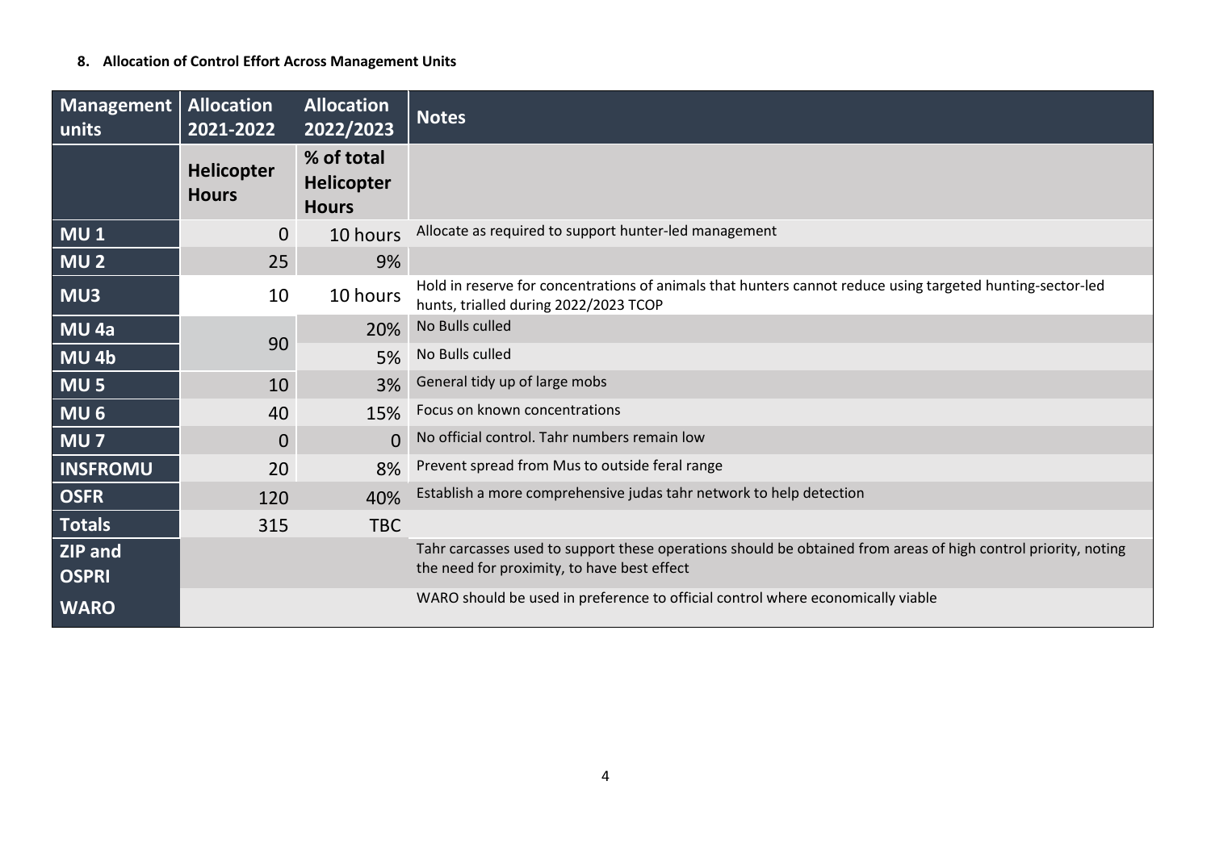**8. Allocation of Control Effort Across Management Units**

| Management units | Allocation 2021-2022 | Allocation 2022/2023 | Notes |
|---|---|---|---|
| | Helicopter Hours | % of total Helicopter Hours | |
| MU 1 | 0 | 10 hours | Allocate as required to support hunter-led management |
| MU 2 | 25 | 9% | |
| MU3 | 10 | 10 hours | Hold in reserve for concentrations of animals that hunters cannot reduce using targeted hunting-sector-led hunts, trialled during 2022/2023 TCOP |
| MU 4a | 90 | 20% | No Bulls culled |
| MU 4b | | 5% | No Bulls culled |
| MU 5 | 10 | 3% | General tidy up of large mobs |
| MU 6 | 40 | 15% | Focus on known concentrations |
| MU 7 | 0 | 0 | No official control. Tahr numbers remain low |
| INSFROMU | 20 | 8% | Prevent spread from Mus to outside feral range |
| OSFR | 120 | 40% | Establish a more comprehensive judas tahr network to help detection |
| Totals | 315 | TBC | |
| ZIP and OSPRI | | | Tahr carcasses used to support these operations should be obtained from areas of high control priority, noting the need for proximity, to have best effect |
| WARO | | | WARO should be used in preference to official control where economically viable |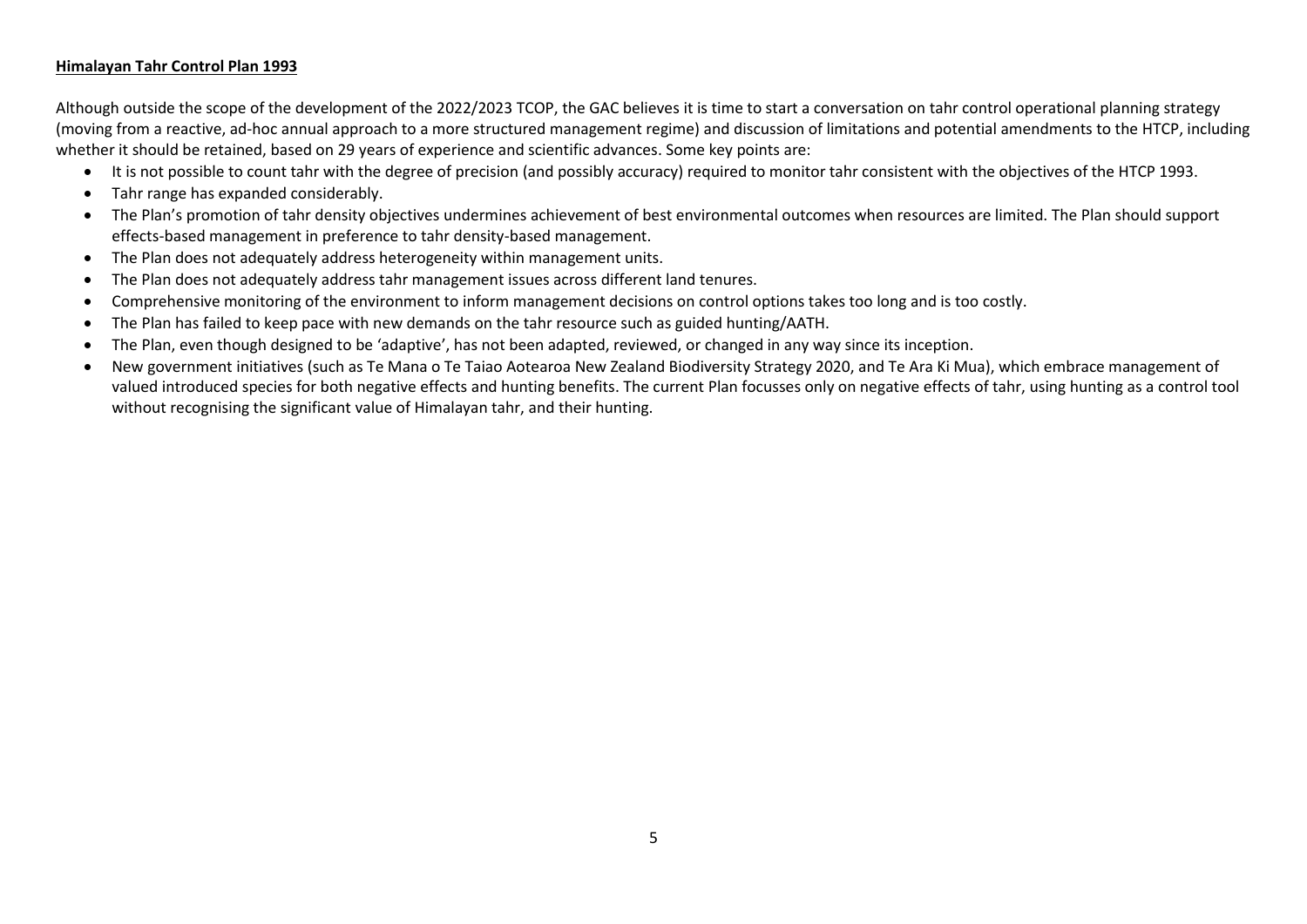**Himalayan Tahr Control Plan 1993**

Although outside the scope of the development of the 2022/2023 TCOP, the GAC believes it is time to start a conversation on tahr control operational planning strategy (moving from a reactive, ad-hoc annual approach to a more structured management regime) and discussion of limitations and potential amendments to the HTCP, including whether it should be retained, based on 29 years of experience and scientific advances. Some key points are:

- It is not possible to count tahr with the degree of precision (and possibly accuracy) required to monitor tahr consistent with the objectives of the HTCP 1993.
- Tahr range has expanded considerably.
- The Plan's promotion of tahr density objectives undermines achievement of best environmental outcomes when resources are limited. The Plan should support effects-based management in preference to tahr density-based management.
- The Plan does not adequately address heterogeneity within management units.
- The Plan does not adequately address tahr management issues across different land tenures.
- Comprehensive monitoring of the environment to inform management decisions on control options takes too long and is too costly.
- The Plan has failed to keep pace with new demands on the tahr resource such as guided hunting/AATH.
- The Plan, even though designed to be 'adaptive', has not been adapted, reviewed, or changed in any way since its inception.
- New government initiatives (such as Te Mana o Te Taiao Aotearoa New Zealand Biodiversity Strategy 2020, and Te Ara Ki Mua), which embrace management of valued introduced species for both negative effects and hunting benefits. The current Plan focusses only on negative effects of tahr, using hunting as a control tool without recognising the significant value of Himalayan tahr, and their hunting.